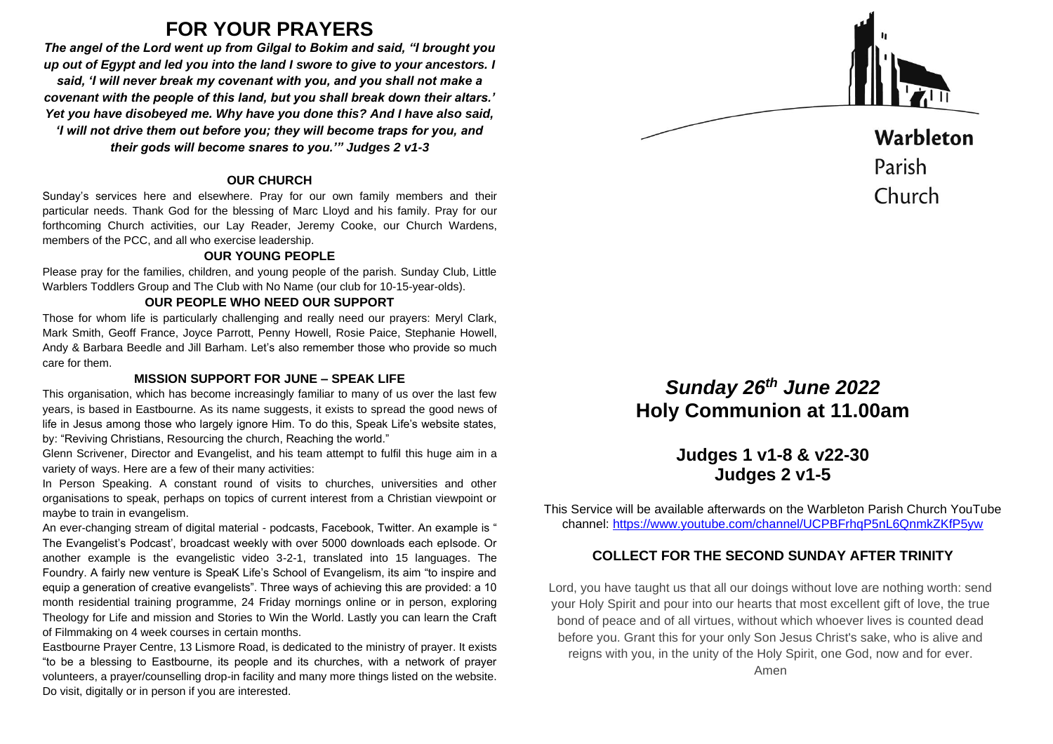# FOR YOUR PRAYERS

***The angel of the Lord went up from Gilgal to Bokim and said, "I brought you up out of Egypt and led you into the land I swore to give to your ancestors. I said, 'I will never break my covenant with you, and you shall not make a covenant with the people of this land, but you shall break down their altars.' Yet you have disobeyed me. Why have you done this? And I have also said, 'I will not drive them out before you; they will become traps for you, and their gods will become snares to you.'" Judges 2 v1-3***

### OUR CHURCH

Sunday's services here and elsewhere. Pray for our own family members and their particular needs. Thank God for the blessing of Marc Lloyd and his family. Pray for our forthcoming Church activities, our Lay Reader, Jeremy Cooke, our Church Wardens, members of the PCC, and all who exercise leadership.

### OUR YOUNG PEOPLE

Please pray for the families, children, and young people of the parish. Sunday Club, Little Warblers Toddlers Group and The Club with No Name (our club for 10-15-year-olds).

### OUR PEOPLE WHO NEED OUR SUPPORT

Those for whom life is particularly challenging and really need our prayers: Meryl Clark, Mark Smith, Geoff France, Joyce Parrott, Penny Howell, Rosie Paice, Stephanie Howell, Andy & Barbara Beedle and Jill Barham. Let's also remember those who provide so much care for them.

### MISSION SUPPORT FOR JUNE – SPEAK LIFE

This organisation, which has become increasingly familiar to many of us over the last few years, is based in Eastbourne. As its name suggests, it exists to spread the good news of life in Jesus among those who largely ignore Him. To do this, Speak Life's website states, by: "Reviving Christians, Resourcing the church, Reaching the world."

Glenn Scrivener, Director and Evangelist, and his team attempt to fulfil this huge aim in a variety of ways. Here are a few of their many activities:

In Person Speaking. A constant round of visits to churches, universities and other organisations to speak, perhaps on topics of current interest from a Christian viewpoint or maybe to train in evangelism.

An ever-changing stream of digital material - podcasts, Facebook, Twitter. An example is " The Evangelist's Podcast', broadcast weekly with over 5000 downloads each episode. Or another example is the evangelistic video 3-2-1, translated into 15 languages. The Foundry. A fairly new venture is SpeaK Life's School of Evangelism, its aim "to inspire and equip a generation of creative evangelists". Three ways of achieving this are provided: a 10 month residential training programme, 24 Friday mornings online or in person, exploring Theology for Life and mission and Stories to Win the World. Lastly you can learn the Craft of Filmmaking on 4 week courses in certain months.

Eastbourne Prayer Centre, 13 Lismore Road, is dedicated to the ministry of prayer. It exists "to be a blessing to Eastbourne, its people and its churches, with a network of prayer volunteers, a prayer/counselling drop-in facility and many more things listed on the website. Do visit, digitally or in person if you are interested.

**Warbleton**
Parish
Church

## *Sunday 26th June 2022*
## Holy Communion at 11.00am

### Judges 1 v1-8 & v22-30
### Judges 2 v1-5

This Service will be available afterwards on the Warbleton Parish Church YouTube channel: https://www.youtube.com/channel/UCPBFrhqP5nL6QnmkZKfP5yw

### COLLECT FOR THE SECOND SUNDAY AFTER TRINITY

Lord, you have taught us that all our doings without love are nothing worth: send your Holy Spirit and pour into our hearts that most excellent gift of love, the true bond of peace and of all virtues, without which whoever lives is counted dead before you. Grant this for your only Son Jesus Christ's sake, who is alive and reigns with you, in the unity of the Holy Spirit, one God, now and for ever. Amen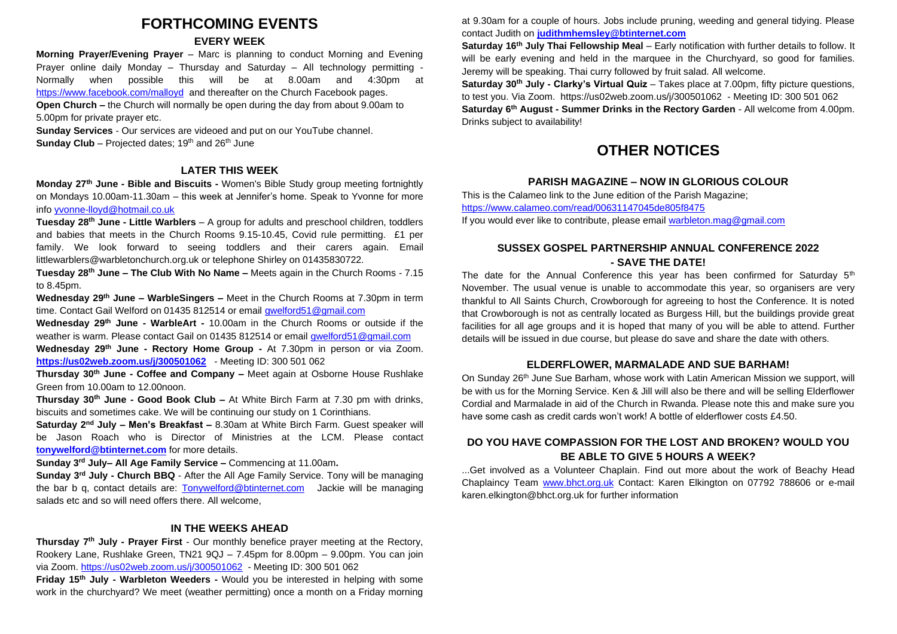# FORTHCOMING EVENTS

## EVERY WEEK

**Morning Prayer/Evening Prayer** – Marc is planning to conduct Morning and Evening Prayer online daily Monday – Thursday and Saturday – All technology permitting - Normally when possible this will be at 8.00am and 4:30pm at https://www.facebook.com/malloyd and thereafter on the Church Facebook pages.

**Open Church –** the Church will normally be open during the day from about 9.00am to 5.00pm for private prayer etc.

**Sunday Services** - Our services are videoed and put on our YouTube channel.

**Sunday Club** – Projected dates; 19th and 26th June

## LATER THIS WEEK

**Monday 27th June - Bible and Biscuits -** Women's Bible Study group meeting fortnightly on Mondays 10.00am-11.30am – this week at Jennifer's home. Speak to Yvonne for more info yvonne-lloyd@hotmail.co.uk

**Tuesday 28th June - Little Warblers** – A group for adults and preschool children, toddlers and babies that meets in the Church Rooms 9.15-10.45, Covid rule permitting. £1 per family. We look forward to seeing toddlers and their carers again. Email littlewarblers@warbletonchurch.org.uk or telephone Shirley on 01435830722.

**Tuesday 28th June – The Club With No Name –** Meets again in the Church Rooms - 7.15 to 8.45pm.

**Wednesday 29th June – WarbleSingers –** Meet in the Church Rooms at 7.30pm in term time. Contact Gail Welford on 01435 812514 or email gwelford51@gmail.com

**Wednesday 29th June - WarbleArt -** 10.00am in the Church Rooms or outside if the weather is warm. Please contact Gail on 01435 812514 or email gwelford51@gmail.com

**Wednesday 29th June - Rectory Home Group -** At 7.30pm in person or via Zoom. **https://us02web.zoom.us/j/300501062** - Meeting ID: 300 501 062

**Thursday 30th June - Coffee and Company –** Meet again at Osborne House Rushlake Green from 10.00am to 12.00noon.

**Thursday 30th June - Good Book Club –** At White Birch Farm at 7.30 pm with drinks, biscuits and sometimes cake. We will be continuing our study on 1 Corinthians.

**Saturday 2nd July – Men's Breakfast –** 8.30am at White Birch Farm. Guest speaker will be Jason Roach who is Director of Ministries at the LCM. Please contact **tonywelford@btinternet.com** for more details.

**Sunday 3rd July– All Age Family Service –** Commencing at 11.00am**.**

**Sunday 3rd July - Church BBQ** - After the All Age Family Service. Tony will be managing the bar b q, contact details are: Tonywelford@btinternet.com Jackie will be managing salads etc and so will need offers there. All welcome,

## IN THE WEEKS AHEAD

**Thursday 7th July - Prayer First** - Our monthly benefice prayer meeting at the Rectory, Rookery Lane, Rushlake Green, TN21 9QJ – 7.45pm for 8.00pm – 9.00pm. You can join via Zoom. https://us02web.zoom.us/j/300501062 - Meeting ID: 300 501 062

**Friday 15th July - Warbleton Weeders -** Would you be interested in helping with some work in the churchyard? We meet (weather permitting) once a month on a Friday morning at 9.30am for a couple of hours. Jobs include pruning, weeding and general tidying. Please contact Judith on **judithmhemsley@btinternet.com**

**Saturday 16th July Thai Fellowship Meal** – Early notification with further details to follow. It will be early evening and held in the marquee in the Churchyard, so good for families. Jeremy will be speaking. Thai curry followed by fruit salad. All welcome.

**Saturday 30th July - Clarky's Virtual Quiz** – Takes place at 7.00pm, fifty picture questions, to test you. Via Zoom. https://us02web.zoom.us/j/300501062 - Meeting ID: 300 501 062

**Saturday 6th August - Summer Drinks in the Rectory Garden** - All welcome from 4.00pm. Drinks subject to availability!

# OTHER NOTICES

## PARISH MAGAZINE – NOW IN GLORIOUS COLOUR

This is the Calameo link to the June edition of the Parish Magazine;
https://www.calameo.com/read/00631147045de805f8475
If you would ever like to contribute, please email warbleton.mag@gmail.com

## SUSSEX GOSPEL PARTNERSHIP ANNUAL CONFERENCE 2022 - SAVE THE DATE!

The date for the Annual Conference this year has been confirmed for Saturday 5th November. The usual venue is unable to accommodate this year, so organisers are very thankful to All Saints Church, Crowborough for agreeing to host the Conference. It is noted that Crowborough is not as centrally located as Burgess Hill, but the buildings provide great facilities for all age groups and it is hoped that many of you will be able to attend. Further details will be issued in due course, but please do save and share the date with others.

## ELDERFLOWER, MARMALADE AND SUE BARHAM!

On Sunday 26th June Sue Barham, whose work with Latin American Mission we support, will be with us for the Morning Service. Ken & Jill will also be there and will be selling Elderflower Cordial and Marmalade in aid of the Church in Rwanda. Please note this and make sure you have some cash as credit cards won't work! A bottle of elderflower costs £4.50.

## DO YOU HAVE COMPASSION FOR THE LOST AND BROKEN? WOULD YOU BE ABLE TO GIVE 5 HOURS A WEEK?

...Get involved as a Volunteer Chaplain. Find out more about the work of Beachy Head Chaplaincy Team www.bhct.org.uk Contact: Karen Elkington on 07792 788606 or e-mail karen.elkington@bhct.org.uk for further information